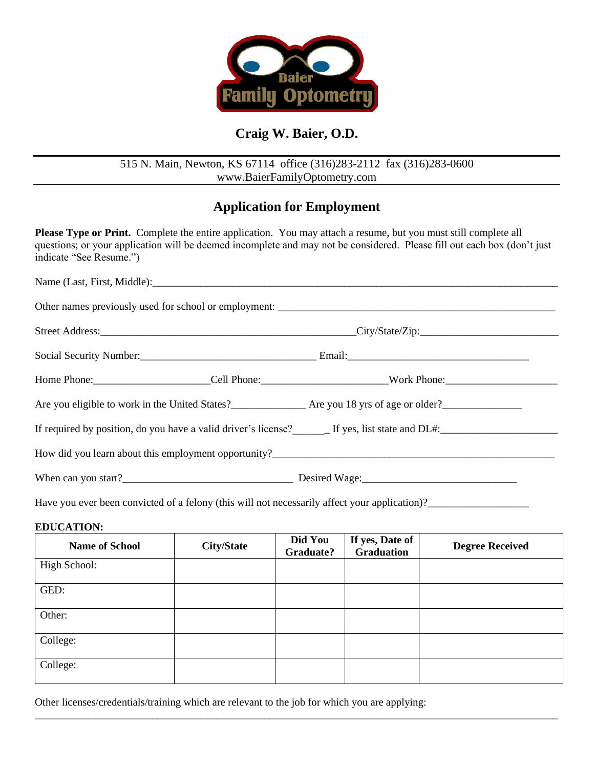Baier Family Optometry

**Craig W. Baier, O.D.**

515 N. Main, Newton, KS 67114 office (316)283-2112 fax (316)283-0600
www.BaierFamilyOptometry.com

## Application for Employment

**Please Type or Print.** Complete the entire application. You may attach a resume, but you must still complete all questions; or your application will be deemed incomplete and may not be considered. Please fill out each box (don't just indicate "See Resume.")

Name (Last, First, Middle):______________________________________________________________________________

Other names previously used for school or employment: ________________________________________________________

Street Address:__________________________________________________City/State/Zip:_________________________

Social Security Number:_________________________________ Email:__________________________________

Home Phone:_____________________Cell Phone:______________________Work Phone:____________________

Are you eligible to work in the United States?_____________ Are you 18 yrs of age or older?______________

If required by position, do you have a valid driver's license?______ If yes, list state and DL#:_____________________

How did you learn about this employment opportunity?______________________________________________________

When can you start?_______________________________ Desired Wage:_____________________________

Have you ever been convicted of a felony (this will not necessarily affect your application)?__________________

**EDUCATION:**

| Name of School | City/State | Did You Graduate? | If yes, Date of Graduation | Degree Received |
|---|---|---|---|---|
| High School: | | | | |
| GED: | | | | |
| Other: | | | | |
| College: | | | | |
| College: | | | | |

Other licenses/credentials/training which are relevant to the job for which you are applying:

___________________________________________________________________________________________________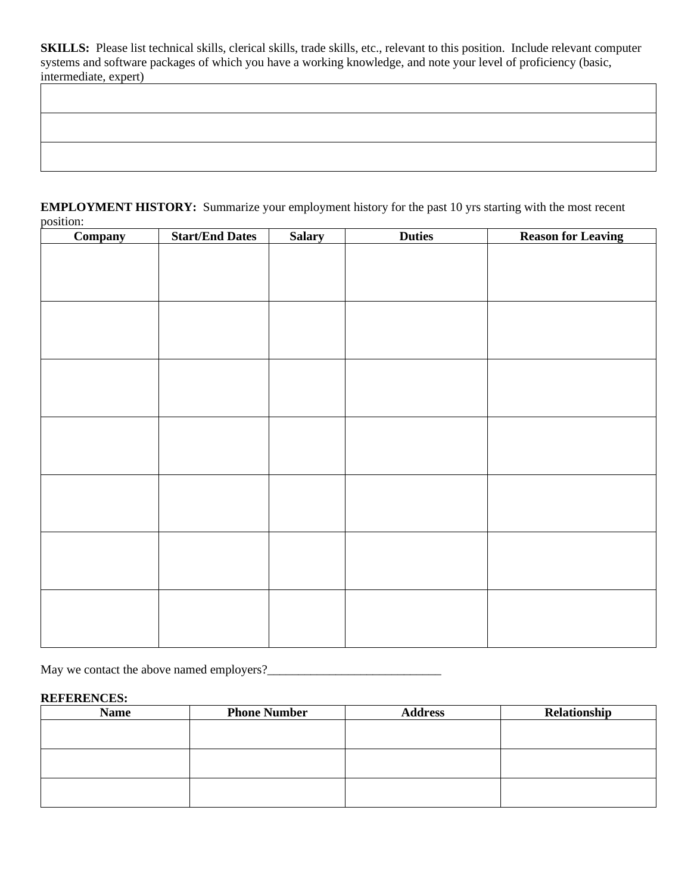**SKILLS:** Please list technical skills, clerical skills, trade skills, etc., relevant to this position. Include relevant computer systems and software packages of which you have a working knowledge, and note your level of proficiency (basic, intermediate, expert)

| |
|---|
| |
| |
| |

**EMPLOYMENT HISTORY:** Summarize your employment history for the past 10 yrs starting with the most recent position:

| Company | Start/End Dates | Salary | Duties | Reason for Leaving |
|---|---|---|---|---|
| | | | | |
| | | | | |
| | | | | |
| | | | | |
| | | | | |
| | | | | |
| | | | | |

May we contact the above named employers?____________________________

**REFERENCES:**

| Name | Phone Number | Address | Relationship |
|---|---|---|---|
| | | | |
| | | | |
| | | | |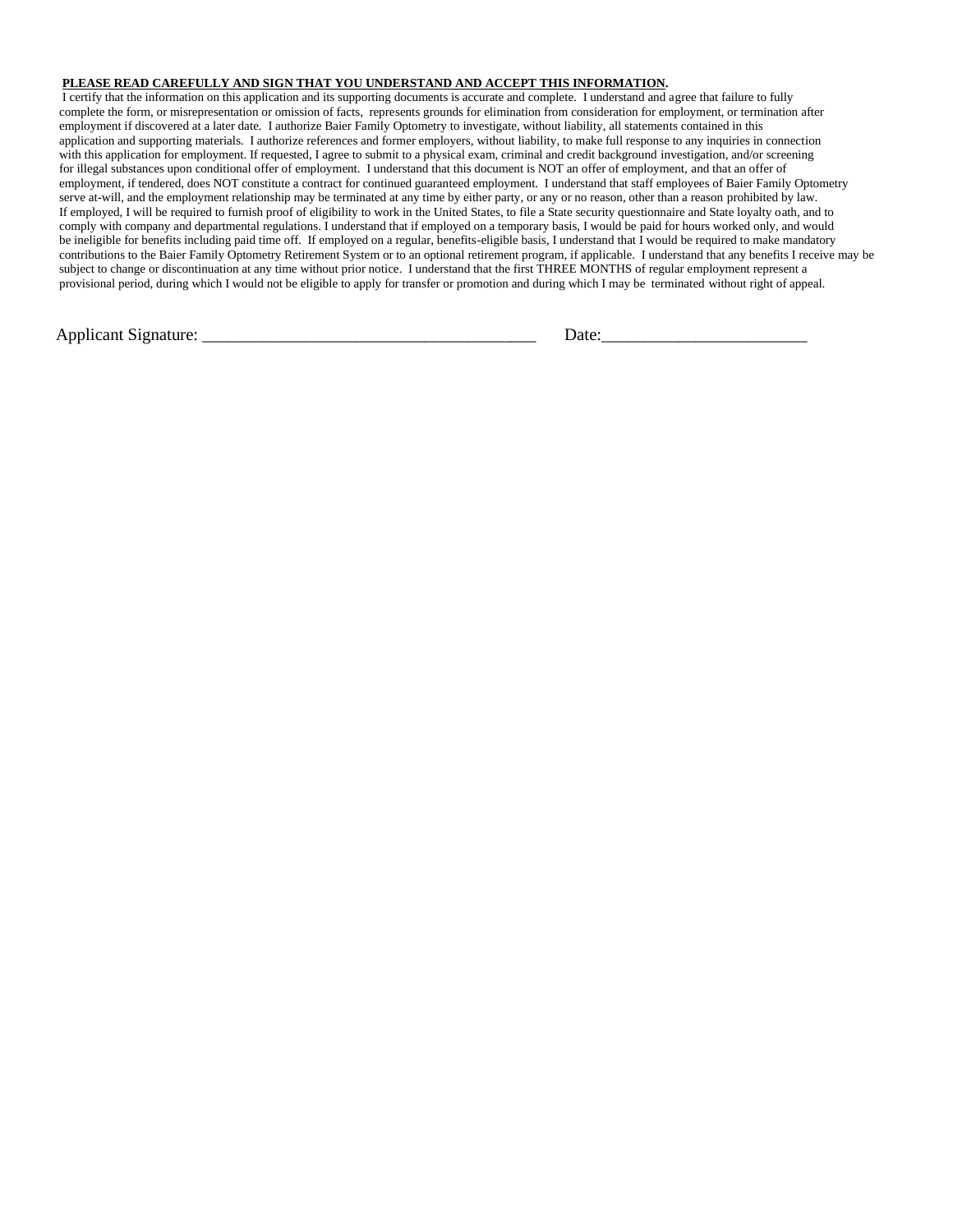**<u>PLEASE READ CAREFULLY AND SIGN THAT YOU UNDERSTAND AND ACCEPT THIS INFORMATION</u>.**

I certify that the information on this application and its supporting documents is accurate and complete. I understand and agree that failure to fully complete the form, or misrepresentation or omission of facts, represents grounds for elimination from consideration for employment, or termination after employment if discovered at a later date. I authorize Baier Family Optometry to investigate, without liability, all statements contained in this application and supporting materials. I authorize references and former employers, without liability, to make full response to any inquiries in connection with this application for employment. If requested, I agree to submit to a physical exam, criminal and credit background investigation, and/or screening for illegal substances upon conditional offer of employment. I understand that this document is NOT an offer of employment, and that an offer of employment, if tendered, does NOT constitute a contract for continued guaranteed employment. I understand that staff employees of Baier Family Optometry serve at-will, and the employment relationship may be terminated at any time by either party, or any or no reason, other than a reason prohibited by law. If employed, I will be required to furnish proof of eligibility to work in the United States, to file a State security questionnaire and State loyalty oath, and to comply with company and departmental regulations. I understand that if employed on a temporary basis, I would be paid for hours worked only, and would be ineligible for benefits including paid time off. If employed on a regular, benefits-eligible basis, I understand that I would be required to make mandatory contributions to the Baier Family Optometry Retirement System or to an optional retirement program, if applicable. I understand that any benefits I receive may be subject to change or discontinuation at any time without prior notice. I understand that the first THREE MONTHS of regular employment represent a provisional period, during which I would not be eligible to apply for transfer or promotion and during which I may be terminated without right of appeal.

Applicant Signature: ________________________________________ Date:________________________